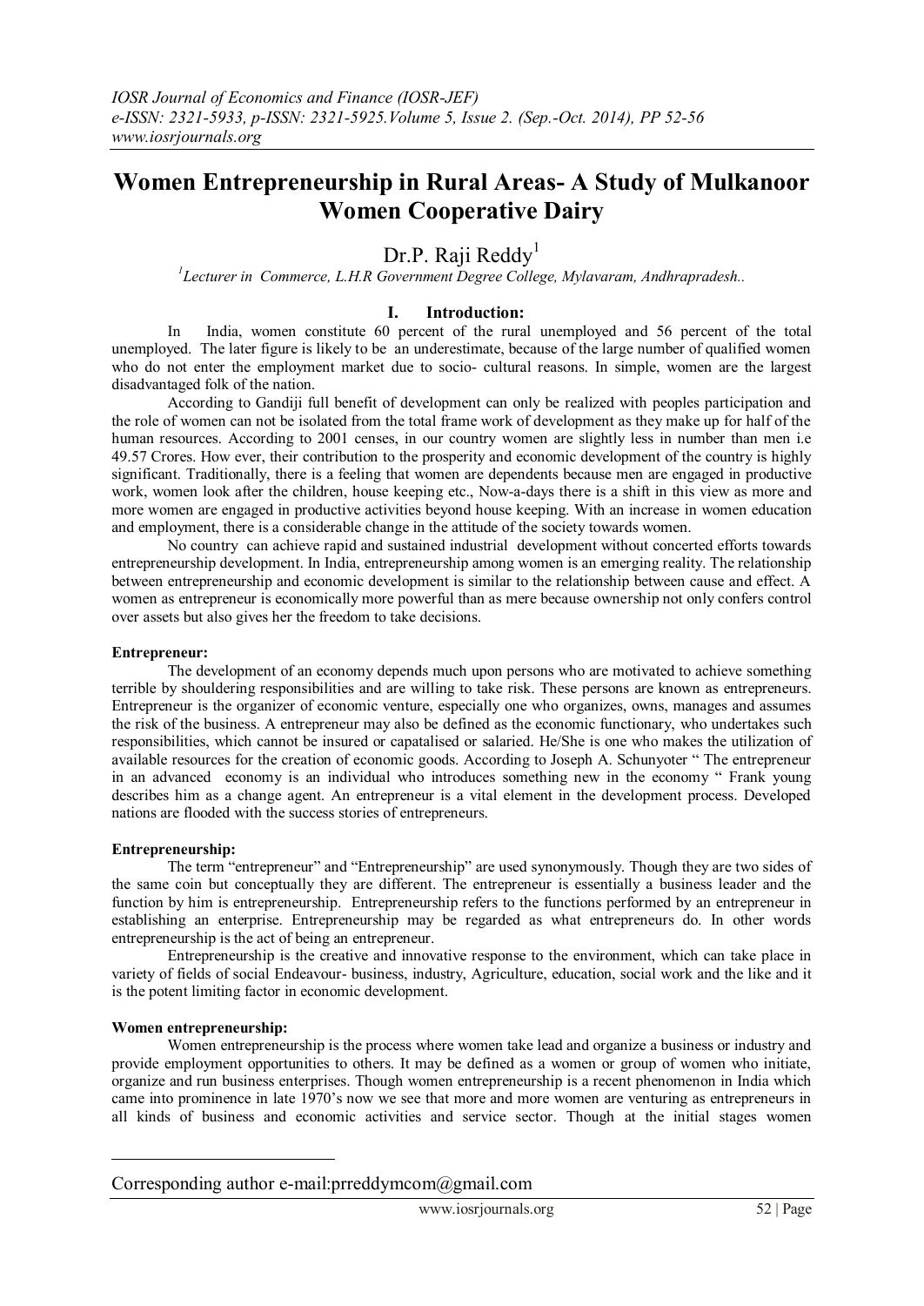# Women Entrepreneurship in Rural Areas- A Study of Mulkanoor Women Cooperative Dairy

Dr.P. Raji Reddy[1]

[1]Lecturer in Commerce, L.H.R Government Degree College, Mylavaram, Andhrapradesh..

## I. Introduction:

In India, women constitute 60 percent of the rural unemployed and 56 percent of the total unemployed. The later figure is likely to be an underestimate, because of the large number of qualified women who do not enter the employment market due to socio- cultural reasons. In simple, women are the largest disadvantaged folk of the nation.

According to Gandiji full benefit of development can only be realized with peoples participation and the role of women can not be isolated from the total frame work of development as they make up for half of the human resources. According to 2001 censes, in our country women are slightly less in number than men i.e 49.57 Crores. How ever, their contribution to the prosperity and economic development of the country is highly significant. Traditionally, there is a feeling that women are dependents because men are engaged in productive work, women look after the children, house keeping etc., Now-a-days there is a shift in this view as more and more women are engaged in productive activities beyond house keeping. With an increase in women education and employment, there is a considerable change in the attitude of the society towards women.

No country can achieve rapid and sustained industrial development without concerted efforts towards entrepreneurship development. In India, entrepreneurship among women is an emerging reality. The relationship between entrepreneurship and economic development is similar to the relationship between cause and effect. A women as entrepreneur is economically more powerful than as mere because ownership not only confers control over assets but also gives her the freedom to take decisions.

**Entrepreneur:**

The development of an economy depends much upon persons who are motivated to achieve something terrible by shouldering responsibilities and are willing to take risk. These persons are known as entrepreneurs. Entrepreneur is the organizer of economic venture, especially one who organizes, owns, manages and assumes the risk of the business. A entrepreneur may also be defined as the economic functionary, who undertakes such responsibilities, which cannot be insured or capatalised or salaried. He/She is one who makes the utilization of available resources for the creation of economic goods. According to Joseph A. Schunyoter " The entrepreneur in an advanced economy is an individual who introduces something new in the economy " Frank young describes him as a change agent. An entrepreneur is a vital element in the development process. Developed nations are flooded with the success stories of entrepreneurs.

**Entrepreneurship:**

The term "entrepreneur" and "Entrepreneurship" are used synonymously. Though they are two sides of the same coin but conceptually they are different. The entrepreneur is essentially a business leader and the function by him is entrepreneurship. Entrepreneurship refers to the functions performed by an entrepreneur in establishing an enterprise. Entrepreneurship may be regarded as what entrepreneurs do. In other words entrepreneurship is the act of being an entrepreneur.

Entrepreneurship is the creative and innovative response to the environment, which can take place in variety of fields of social Endeavour- business, industry, Agriculture, education, social work and the like and it is the potent limiting factor in economic development.

**Women entrepreneurship:**

Women entrepreneurship is the process where women take lead and organize a business or industry and provide employment opportunities to others. It may be defined as a women or group of women who initiate, organize and run business enterprises. Though women entrepreneurship is a recent phenomenon in India which came into prominence in late 1970's now we see that more and more women are venturing as entrepreneurs in all kinds of business and economic activities and service sector. Though at the initial stages women

Corresponding author e-mail:prreddymcom@gmail.com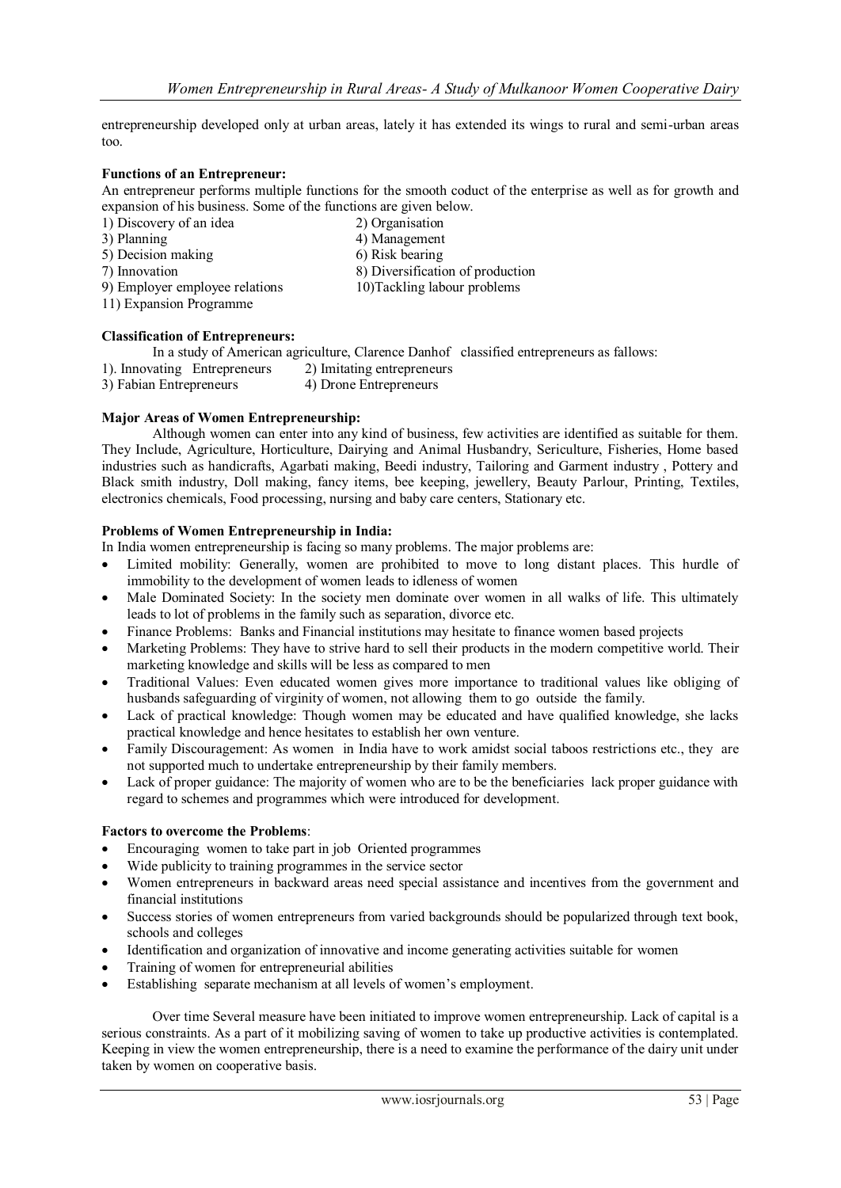entrepreneurship developed only at urban areas, lately it has extended its wings to rural and semi-urban areas too.

**Functions of an Entrepreneur:**

An entrepreneur performs multiple functions for the smooth coduct of the enterprise as well as for growth and expansion of his business. Some of the functions are given below.

1) Discovery of an idea
2) Organisation
3) Planning
4) Management
5) Decision making
6) Risk bearing
7) Innovation
8) Diversification of production
9) Employer employee relations
10)Tackling labour problems
11) Expansion Programme

**Classification of Entrepreneurs:**

In a study of American agriculture, Clarence Danhof classified entrepreneurs as fallows:

1). Innovating Entrepreneurs
2) Imitating entrepreneurs
3) Fabian Entrepreneurs
4) Drone Entrepreneurs

**Major Areas of Women Entrepreneurship:**

Although women can enter into any kind of business, few activities are identified as suitable for them. They Include, Agriculture, Horticulture, Dairying and Animal Husbandry, Sericulture, Fisheries, Home based industries such as handicrafts, Agarbati making, Beedi industry, Tailoring and Garment industry , Pottery and Black smith industry, Doll making, fancy items, bee keeping, jewellery, Beauty Parlour, Printing, Textiles, electronics chemicals, Food processing, nursing and baby care centers, Stationary etc.

**Problems of Women Entrepreneurship in India:**

In India women entrepreneurship is facing so many problems. The major problems are:

- Limited mobility: Generally, women are prohibited to move to long distant places. This hurdle of immobility to the development of women leads to idleness of women
- Male Dominated Society: In the society men dominate over women in all walks of life. This ultimately leads to lot of problems in the family such as separation, divorce etc.
- Finance Problems: Banks and Financial institutions may hesitate to finance women based projects
- Marketing Problems: They have to strive hard to sell their products in the modern competitive world. Their marketing knowledge and skills will be less as compared to men
- Traditional Values: Even educated women gives more importance to traditional values like obliging of husbands safeguarding of virginity of women, not allowing them to go outside the family.
- Lack of practical knowledge: Though women may be educated and have qualified knowledge, she lacks practical knowledge and hence hesitates to establish her own venture.
- Family Discouragement: As women in India have to work amidst social taboos restrictions etc., they are not supported much to undertake entrepreneurship by their family members.
- Lack of proper guidance: The majority of women who are to be the beneficiaries lack proper guidance with regard to schemes and programmes which were introduced for development.

**Factors to overcome the Problems**:

- Encouraging women to take part in job Oriented programmes
- Wide publicity to training programmes in the service sector
- Women entrepreneurs in backward areas need special assistance and incentives from the government and financial institutions
- Success stories of women entrepreneurs from varied backgrounds should be popularized through text book, schools and colleges
- Identification and organization of innovative and income generating activities suitable for women
- Training of women for entrepreneurial abilities
- Establishing separate mechanism at all levels of women's employment.

Over time Several measure have been initiated to improve women entrepreneurship. Lack of capital is a serious constraints. As a part of it mobilizing saving of women to take up productive activities is contemplated. Keeping in view the women entrepreneurship, there is a need to examine the performance of the dairy unit under taken by women on cooperative basis.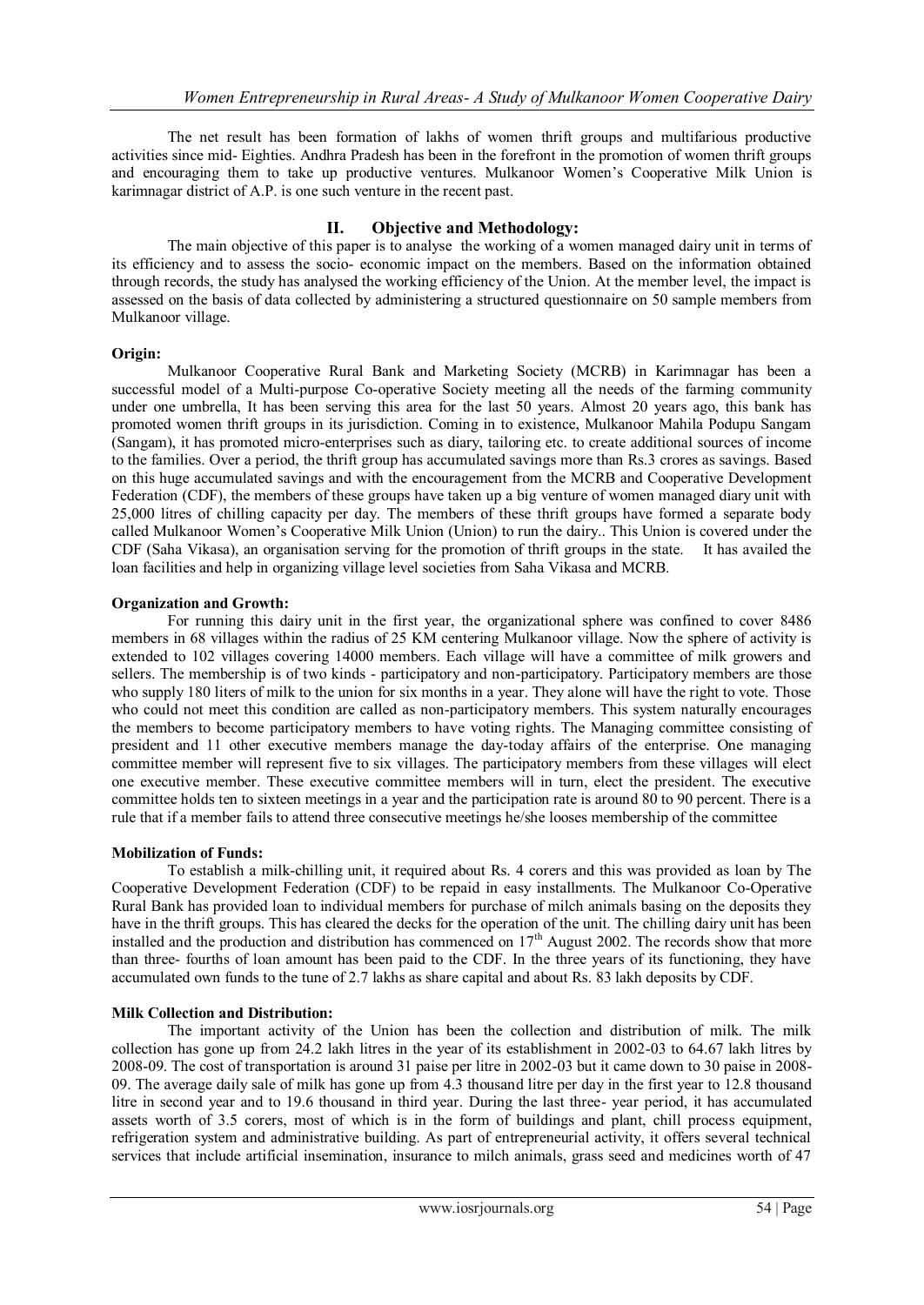The net result has been formation of lakhs of women thrift groups and multifarious productive activities since mid- Eighties. Andhra Pradesh has been in the forefront in the promotion of women thrift groups and encouraging them to take up productive ventures. Mulkanoor Women's Cooperative Milk Union is karimnagar district of A.P. is one such venture in the recent past.

## II. Objective and Methodology:

The main objective of this paper is to analyse the working of a women managed dairy unit in terms of its efficiency and to assess the socio- economic impact on the members. Based on the information obtained through records, the study has analysed the working efficiency of the Union. At the member level, the impact is assessed on the basis of data collected by administering a structured questionnaire on 50 sample members from Mulkanoor village.

**Origin:**

Mulkanoor Cooperative Rural Bank and Marketing Society (MCRB) in Karimnagar has been a successful model of a Multi-purpose Co-operative Society meeting all the needs of the farming community under one umbrella, It has been serving this area for the last 50 years. Almost 20 years ago, this bank has promoted women thrift groups in its jurisdiction. Coming in to existence, Mulkanoor Mahila Podupu Sangam (Sangam), it has promoted micro-enterprises such as diary, tailoring etc. to create additional sources of income to the families. Over a period, the thrift group has accumulated savings more than Rs.3 crores as savings. Based on this huge accumulated savings and with the encouragement from the MCRB and Cooperative Development Federation (CDF), the members of these groups have taken up a big venture of women managed diary unit with 25,000 litres of chilling capacity per day. The members of these thrift groups have formed a separate body called Mulkanoor Women's Cooperative Milk Union (Union) to run the dairy.. This Union is covered under the CDF (Saha Vikasa), an organisation serving for the promotion of thrift groups in the state. It has availed the loan facilities and help in organizing village level societies from Saha Vikasa and MCRB.

**Organization and Growth:**

For running this dairy unit in the first year, the organizational sphere was confined to cover 8486 members in 68 villages within the radius of 25 KM centering Mulkanoor village. Now the sphere of activity is extended to 102 villages covering 14000 members. Each village will have a committee of milk growers and sellers. The membership is of two kinds - participatory and non-participatory. Participatory members are those who supply 180 liters of milk to the union for six months in a year. They alone will have the right to vote. Those who could not meet this condition are called as non-participatory members. This system naturally encourages the members to become participatory members to have voting rights. The Managing committee consisting of president and 11 other executive members manage the day-today affairs of the enterprise. One managing committee member will represent five to six villages. The participatory members from these villages will elect one executive member. These executive committee members will in turn, elect the president. The executive committee holds ten to sixteen meetings in a year and the participation rate is around 80 to 90 percent. There is a rule that if a member fails to attend three consecutive meetings he/she looses membership of the committee

**Mobilization of Funds:**

To establish a milk-chilling unit, it required about Rs. 4 corers and this was provided as loan by The Cooperative Development Federation (CDF) to be repaid in easy installments. The Mulkanoor Co-Operative Rural Bank has provided loan to individual members for purchase of milch animals basing on the deposits they have in the thrift groups. This has cleared the decks for the operation of the unit. The chilling dairy unit has been installed and the production and distribution has commenced on 17th August 2002. The records show that more than three- fourths of loan amount has been paid to the CDF. In the three years of its functioning, they have accumulated own funds to the tune of 2.7 lakhs as share capital and about Rs. 83 lakh deposits by CDF.

**Milk Collection and Distribution:**

The important activity of the Union has been the collection and distribution of milk. The milk collection has gone up from 24.2 lakh litres in the year of its establishment in 2002-03 to 64.67 lakh litres by 2008-09. The cost of transportation is around 31 paise per litre in 2002-03 but it came down to 30 paise in 2008-09. The average daily sale of milk has gone up from 4.3 thousand litre per day in the first year to 12.8 thousand litre in second year and to 19.6 thousand in third year. During the last three- year period, it has accumulated assets worth of 3.5 corers, most of which is in the form of buildings and plant, chill process equipment, refrigeration system and administrative building. As part of entrepreneurial activity, it offers several technical services that include artificial insemination, insurance to milch animals, grass seed and medicines worth of 47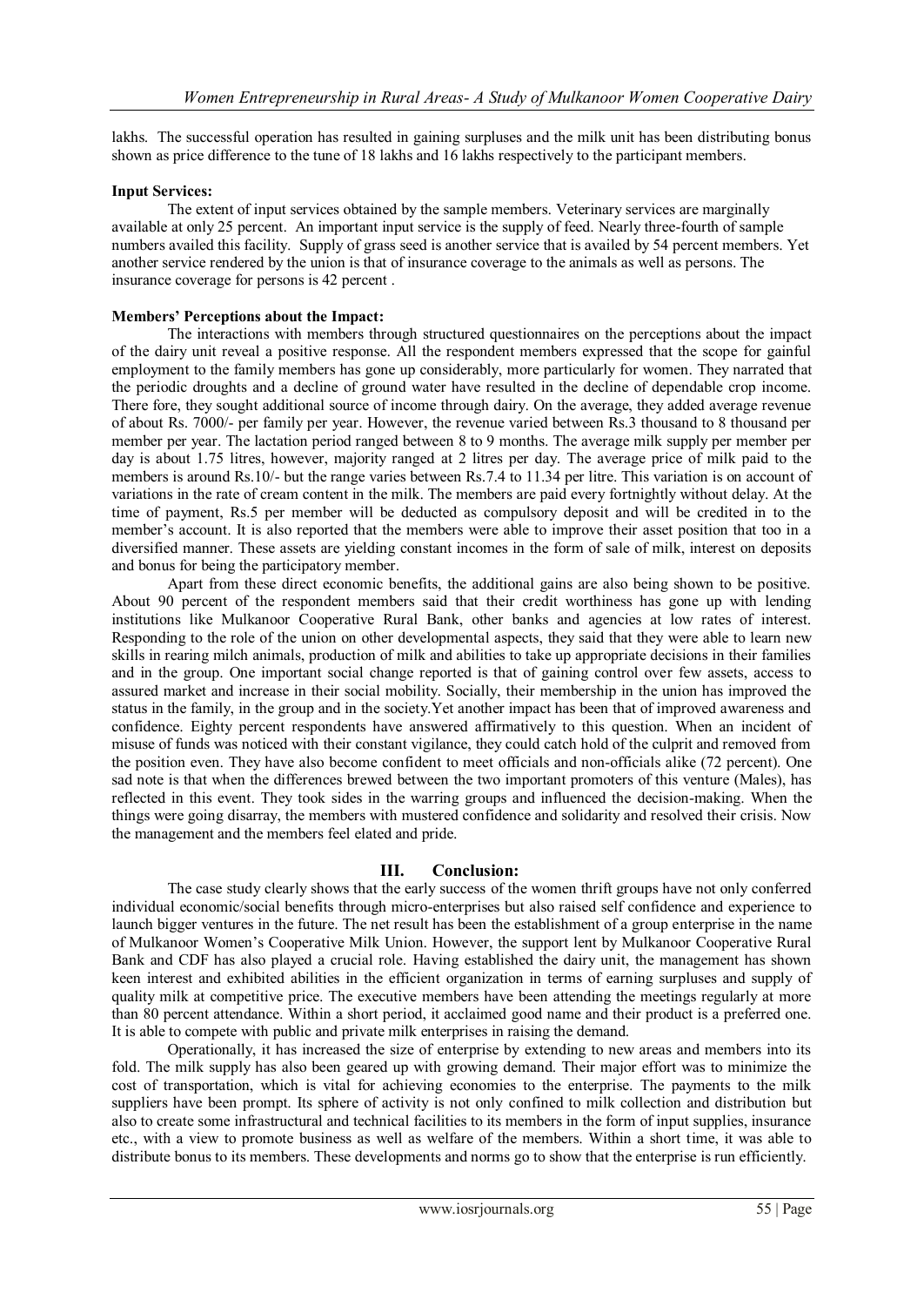lakhs. The successful operation has resulted in gaining surpluses and the milk unit has been distributing bonus shown as price difference to the tune of 18 lakhs and 16 lakhs respectively to the participant members.

**Input Services:**

The extent of input services obtained by the sample members. Veterinary services are marginally available at only 25 percent. An important input service is the supply of feed. Nearly three-fourth of sample numbers availed this facility. Supply of grass seed is another service that is availed by 54 percent members. Yet another service rendered by the union is that of insurance coverage to the animals as well as persons. The insurance coverage for persons is 42 percent .

**Members' Perceptions about the Impact:**

The interactions with members through structured questionnaires on the perceptions about the impact of the dairy unit reveal a positive response. All the respondent members expressed that the scope for gainful employment to the family members has gone up considerably, more particularly for women. They narrated that the periodic droughts and a decline of ground water have resulted in the decline of dependable crop income. There fore, they sought additional source of income through dairy. On the average, they added average revenue of about Rs. 7000/- per family per year. However, the revenue varied between Rs.3 thousand to 8 thousand per member per year. The lactation period ranged between 8 to 9 months. The average milk supply per member per day is about 1.75 litres, however, majority ranged at 2 litres per day. The average price of milk paid to the members is around Rs.10/- but the range varies between Rs.7.4 to 11.34 per litre. This variation is on account of variations in the rate of cream content in the milk. The members are paid every fortnightly without delay. At the time of payment, Rs.5 per member will be deducted as compulsory deposit and will be credited in to the member's account. It is also reported that the members were able to improve their asset position that too in a diversified manner. These assets are yielding constant incomes in the form of sale of milk, interest on deposits and bonus for being the participatory member.

Apart from these direct economic benefits, the additional gains are also being shown to be positive. About 90 percent of the respondent members said that their credit worthiness has gone up with lending institutions like Mulkanoor Cooperative Rural Bank, other banks and agencies at low rates of interest. Responding to the role of the union on other developmental aspects, they said that they were able to learn new skills in rearing milch animals, production of milk and abilities to take up appropriate decisions in their families and in the group. One important social change reported is that of gaining control over few assets, access to assured market and increase in their social mobility. Socially, their membership in the union has improved the status in the family, in the group and in the society.Yet another impact has been that of improved awareness and confidence. Eighty percent respondents have answered affirmatively to this question. When an incident of misuse of funds was noticed with their constant vigilance, they could catch hold of the culprit and removed from the position even. They have also become confident to meet officials and non-officials alike (72 percent). One sad note is that when the differences brewed between the two important promoters of this venture (Males), has reflected in this event. They took sides in the warring groups and influenced the decision-making. When the things were going disarray, the members with mustered confidence and solidarity and resolved their crisis. Now the management and the members feel elated and pride.

## III. Conclusion:

The case study clearly shows that the early success of the women thrift groups have not only conferred individual economic/social benefits through micro-enterprises but also raised self confidence and experience to launch bigger ventures in the future. The net result has been the establishment of a group enterprise in the name of Mulkanoor Women's Cooperative Milk Union. However, the support lent by Mulkanoor Cooperative Rural Bank and CDF has also played a crucial role. Having established the dairy unit, the management has shown keen interest and exhibited abilities in the efficient organization in terms of earning surpluses and supply of quality milk at competitive price. The executive members have been attending the meetings regularly at more than 80 percent attendance. Within a short period, it acclaimed good name and their product is a preferred one. It is able to compete with public and private milk enterprises in raising the demand.

Operationally, it has increased the size of enterprise by extending to new areas and members into its fold. The milk supply has also been geared up with growing demand. Their major effort was to minimize the cost of transportation, which is vital for achieving economies to the enterprise. The payments to the milk suppliers have been prompt. Its sphere of activity is not only confined to milk collection and distribution but also to create some infrastructural and technical facilities to its members in the form of input supplies, insurance etc., with a view to promote business as well as welfare of the members. Within a short time, it was able to distribute bonus to its members. These developments and norms go to show that the enterprise is run efficiently.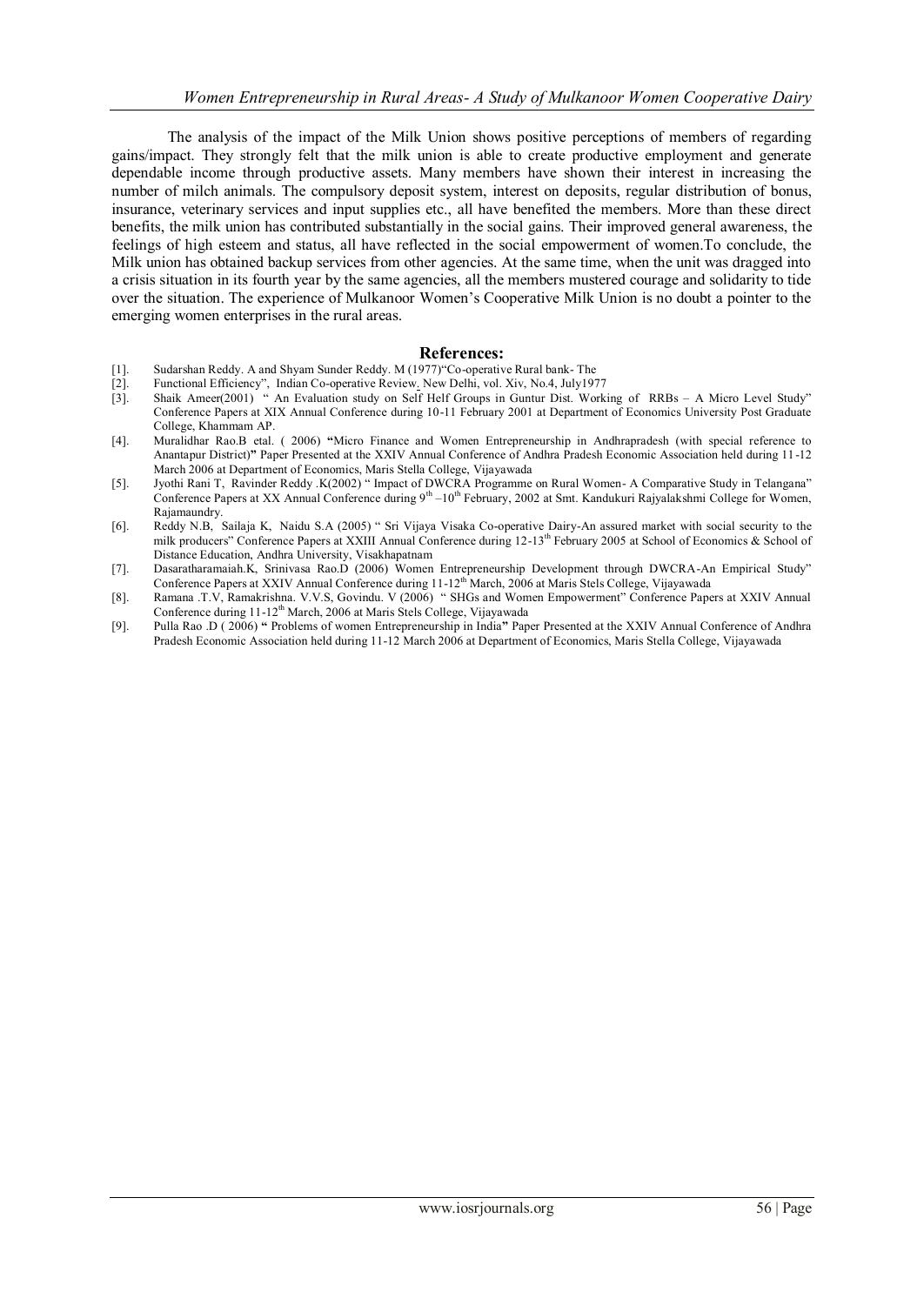The analysis of the impact of the Milk Union shows positive perceptions of members of regarding gains/impact. They strongly felt that the milk union is able to create productive employment and generate dependable income through productive assets. Many members have shown their interest in increasing the number of milch animals. The compulsory deposit system, interest on deposits, regular distribution of bonus, insurance, veterinary services and input supplies etc., all have benefited the members. More than these direct benefits, the milk union has contributed substantially in the social gains. Their improved general awareness, the feelings of high esteem and status, all have reflected in the social empowerment of women.To conclude, the Milk union has obtained backup services from other agencies. At the same time, when the unit was dragged into a crisis situation in its fourth year by the same agencies, all the members mustered courage and solidarity to tide over the situation. The experience of Mulkanoor Women's Cooperative Milk Union is no doubt a pointer to the emerging women enterprises in the rural areas.

## References:

[1]. Sudarshan Reddy. A and Shyam Sunder Reddy. M (1977)"Co-operative Rural bank- The

[2]. Functional Efficiency", Indian Co-operative Review. New Delhi, vol. Xiv, No.4, July1977

[3]. Shaik Ameer(2001) " An Evaluation study on Self Helf Groups in Guntur Dist. Working of RRBs – A Micro Level Study" Conference Papers at XIX Annual Conference during 10-11 February 2001 at Department of Economics University Post Graduate College, Khammam AP.

[4]. Muralidhar Rao.B etal. ( 2006) **"**Micro Finance and Women Entrepreneurship in Andhrapradesh (with special reference to Anantapur District)**"** Paper Presented at the XXIV Annual Conference of Andhra Pradesh Economic Association held during 11-12 March 2006 at Department of Economics, Maris Stella College, Vijayawada

[5]. Jyothi Rani T, Ravinder Reddy .K(2002) " Impact of DWCRA Programme on Rural Women- A Comparative Study in Telangana" Conference Papers at XX Annual Conference during 9th –10th February, 2002 at Smt. Kandukuri Rajyalakshmi College for Women, Rajamaundry.

[6]. Reddy N.B, Sailaja K, Naidu S.A (2005) " Sri Vijaya Visaka Co-operative Dairy-An assured market with social security to the milk producers" Conference Papers at XXIII Annual Conference during 12-13th February 2005 at School of Economics & School of Distance Education, Andhra University, Visakhapatnam

[7]. Dasaratharamaiah.K, Srinivasa Rao.D (2006) Women Entrepreneurship Development through DWCRA-An Empirical Study" Conference Papers at XXIV Annual Conference during 11-12th March, 2006 at Maris Stels College, Vijayawada

[8]. Ramana .T.V, Ramakrishna. V.V.S, Govindu. V (2006) " SHGs and Women Empowerment" Conference Papers at XXIV Annual Conference during 11-12th March, 2006 at Maris Stels College, Vijayawada

[9]. Pulla Rao .D ( 2006) **"** Problems of women Entrepreneurship in India**"** Paper Presented at the XXIV Annual Conference of Andhra Pradesh Economic Association held during 11-12 March 2006 at Department of Economics, Maris Stella College, Vijayawada